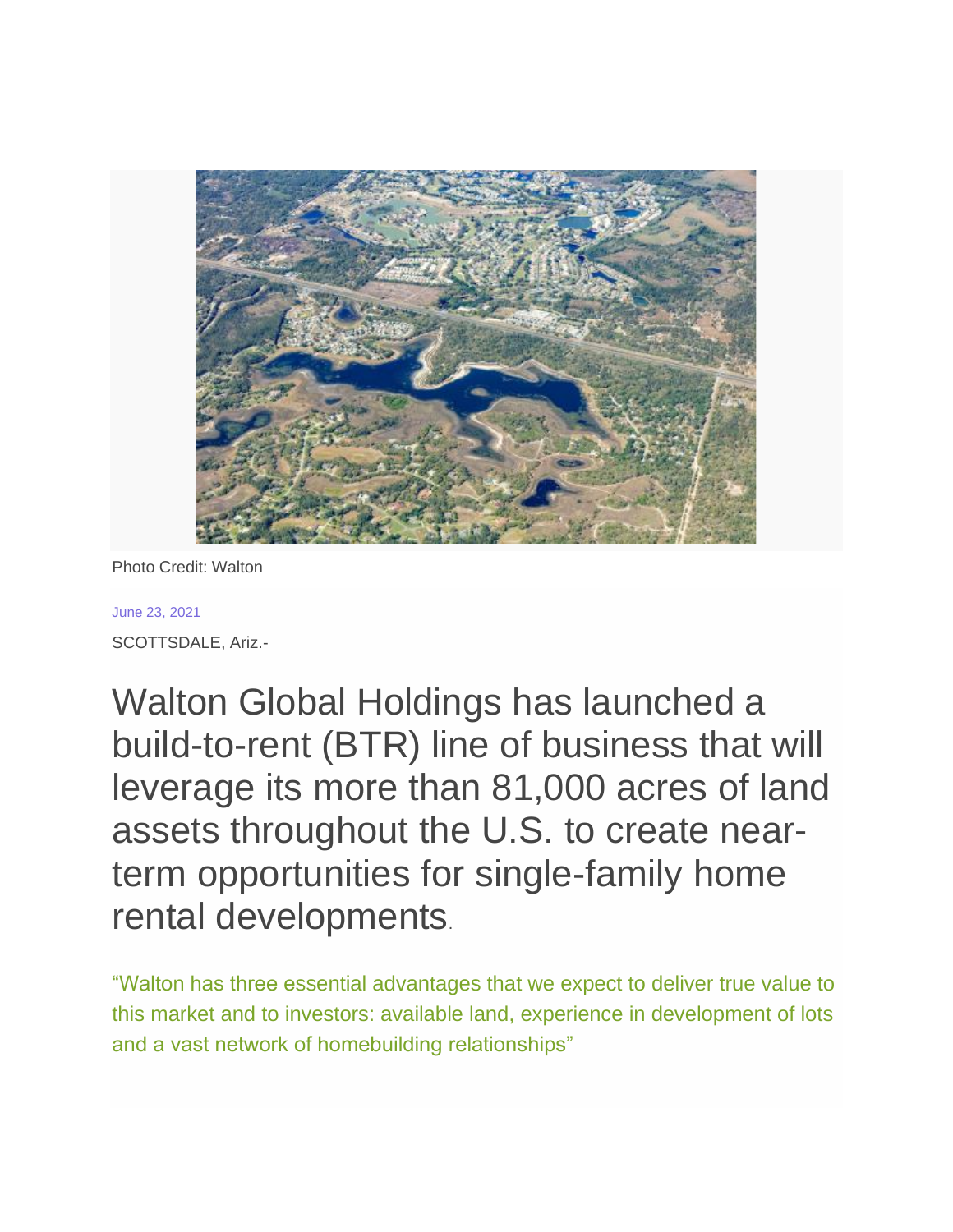Photo Credit: Walton

June 23, 2021

SCOTTSDALE, Ariz.-

# Walton Global Holdings has launched a build-to-rent (BTR) line of business that will leverage its more than 81,000 acres of land assets throughout the U.S. to create near-term opportunities for single-family home rental developments.

"Walton has three essential advantages that we expect to deliver true value to this market and to investors: available land, experience in development of lots and a vast network of homebuilding relationships"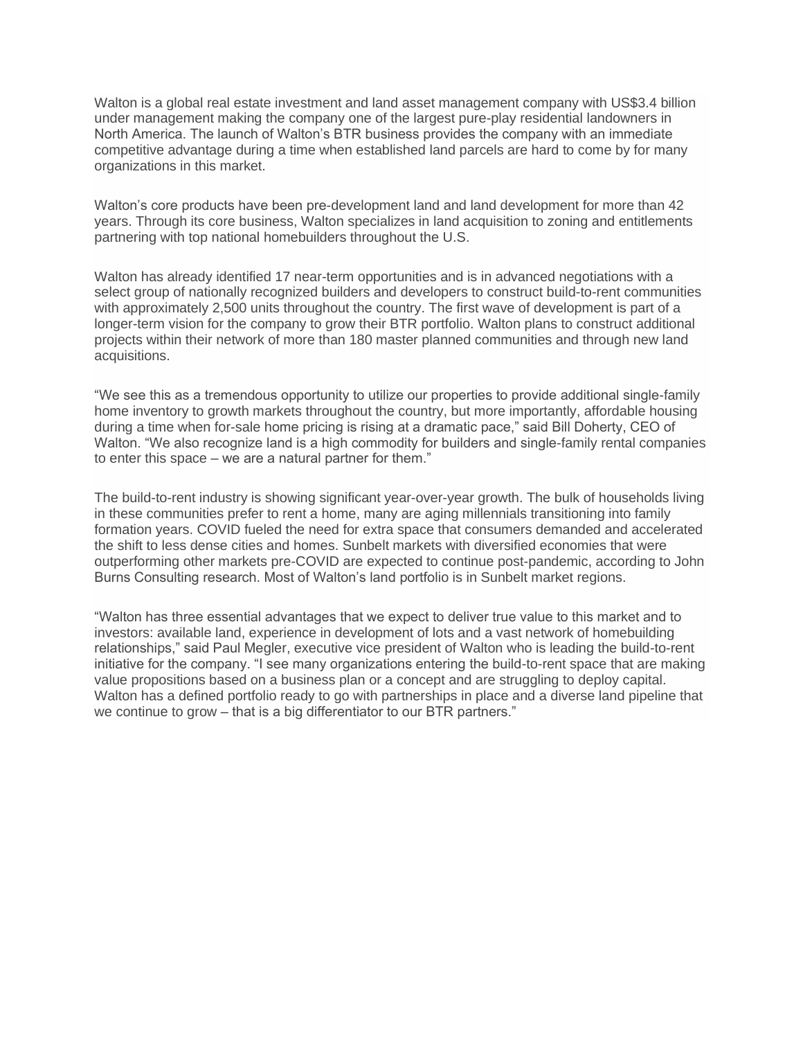Walton is a global real estate investment and land asset management company with US$3.4 billion under management making the company one of the largest pure-play residential landowners in North America. The launch of Walton's BTR business provides the company with an immediate competitive advantage during a time when established land parcels are hard to come by for many organizations in this market.

Walton's core products have been pre-development land and land development for more than 42 years. Through its core business, Walton specializes in land acquisition to zoning and entitlements partnering with top national homebuilders throughout the U.S.

Walton has already identified 17 near-term opportunities and is in advanced negotiations with a select group of nationally recognized builders and developers to construct build-to-rent communities with approximately 2,500 units throughout the country. The first wave of development is part of a longer-term vision for the company to grow their BTR portfolio. Walton plans to construct additional projects within their network of more than 180 master planned communities and through new land acquisitions.

"We see this as a tremendous opportunity to utilize our properties to provide additional single-family home inventory to growth markets throughout the country, but more importantly, affordable housing during a time when for-sale home pricing is rising at a dramatic pace," said Bill Doherty, CEO of Walton. "We also recognize land is a high commodity for builders and single-family rental companies to enter this space – we are a natural partner for them."

The build-to-rent industry is showing significant year-over-year growth. The bulk of households living in these communities prefer to rent a home, many are aging millennials transitioning into family formation years. COVID fueled the need for extra space that consumers demanded and accelerated the shift to less dense cities and homes. Sunbelt markets with diversified economies that were outperforming other markets pre-COVID are expected to continue post-pandemic, according to John Burns Consulting research. Most of Walton's land portfolio is in Sunbelt market regions.

"Walton has three essential advantages that we expect to deliver true value to this market and to investors: available land, experience in development of lots and a vast network of homebuilding relationships," said Paul Megler, executive vice president of Walton who is leading the build-to-rent initiative for the company. "I see many organizations entering the build-to-rent space that are making value propositions based on a business plan or a concept and are struggling to deploy capital. Walton has a defined portfolio ready to go with partnerships in place and a diverse land pipeline that we continue to grow – that is a big differentiator to our BTR partners."